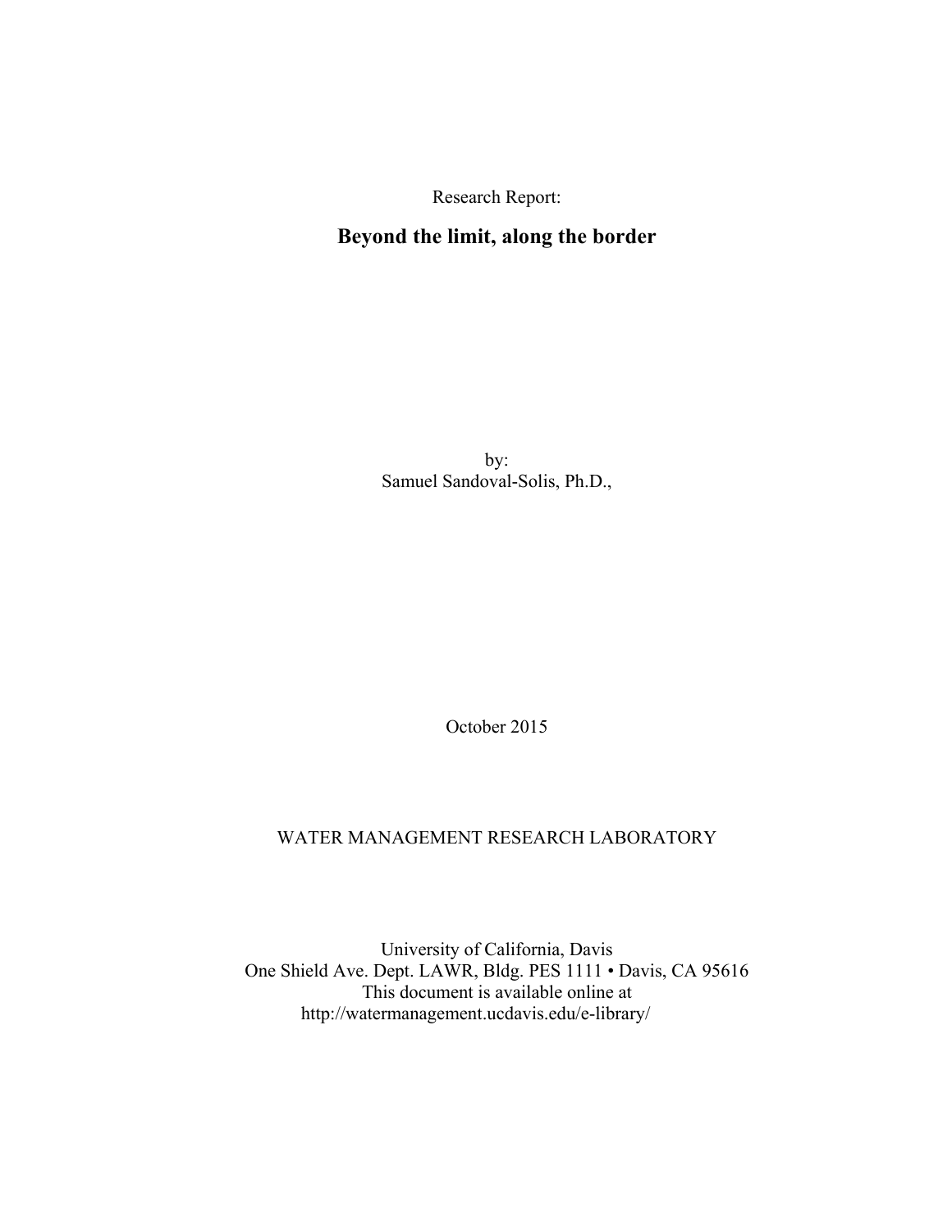Research Report:

# Beyond the limit, along the border

by:
Samuel Sandoval-Solis, Ph.D.,

October 2015

WATER MANAGEMENT RESEARCH LABORATORY

University of California, Davis
One Shield Ave. Dept. LAWR, Bldg. PES 1111 • Davis, CA 95616
This document is available online at
http://watermanagement.ucdavis.edu/e-library/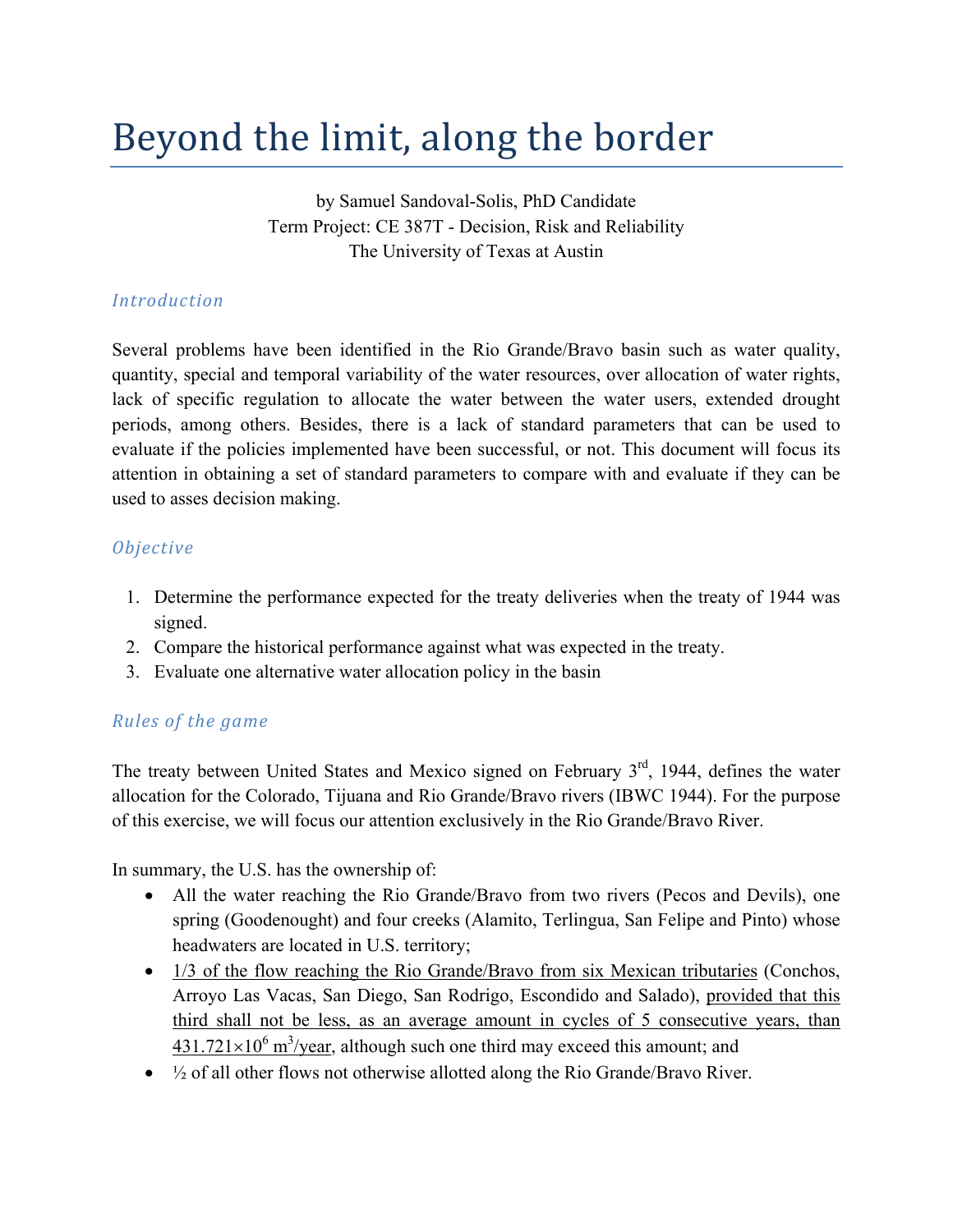# Beyond the limit, along the border

by Samuel Sandoval-Solis, PhD Candidate
Term Project: CE 387T - Decision, Risk and Reliability
The University of Texas at Austin

## *Introduction*

Several problems have been identified in the Rio Grande/Bravo basin such as water quality, quantity, special and temporal variability of the water resources, over allocation of water rights, lack of specific regulation to allocate the water between the water users, extended drought periods, among others. Besides, there is a lack of standard parameters that can be used to evaluate if the policies implemented have been successful, or not. This document will focus its attention in obtaining a set of standard parameters to compare with and evaluate if they can be used to asses decision making.

## *Objective*

1. Determine the performance expected for the treaty deliveries when the treaty of 1944 was signed.
2. Compare the historical performance against what was expected in the treaty.
3. Evaluate one alternative water allocation policy in the basin

## *Rules of the game*

The treaty between United States and Mexico signed on February 3rd, 1944, defines the water allocation for the Colorado, Tijuana and Rio Grande/Bravo rivers (IBWC 1944). For the purpose of this exercise, we will focus our attention exclusively in the Rio Grande/Bravo River.

In summary, the U.S. has the ownership of:

- All the water reaching the Rio Grande/Bravo from two rivers (Pecos and Devils), one spring (Goodenought) and four creeks (Alamito, Terlingua, San Felipe and Pinto) whose headwaters are located in U.S. territory;
- 1/3 of the flow reaching the Rio Grande/Bravo from six Mexican tributaries (Conchos, Arroyo Las Vacas, San Diego, San Rodrigo, Escondido and Salado), provided that this third shall not be less, as an average amount in cycles of 5 consecutive years, than $431.721 \times 10^6$ $m^3$/year, although such one third may exceed this amount; and
- ½ of all other flows not otherwise allotted along the Rio Grande/Bravo River.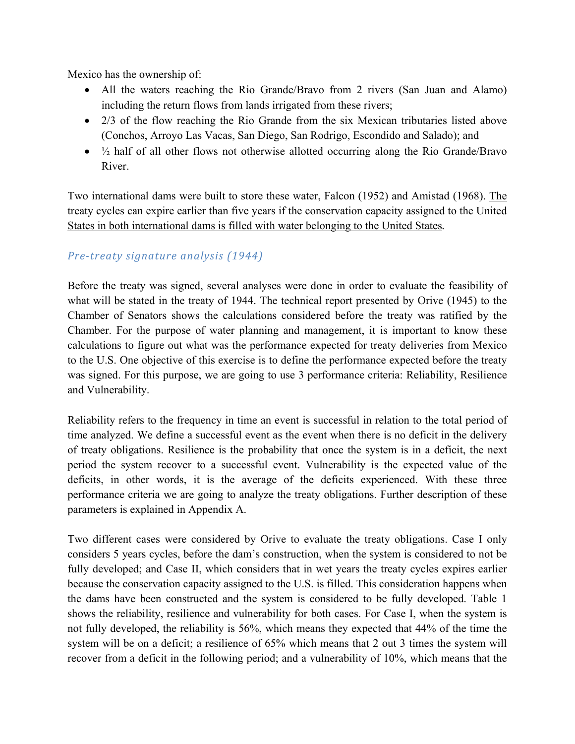Mexico has the ownership of:

- All the waters reaching the Rio Grande/Bravo from 2 rivers (San Juan and Alamo) including the return flows from lands irrigated from these rivers;
- 2/3 of the flow reaching the Rio Grande from the six Mexican tributaries listed above (Conchos, Arroyo Las Vacas, San Diego, San Rodrigo, Escondido and Salado); and
- ½ half of all other flows not otherwise allotted occurring along the Rio Grande/Bravo River.

Two international dams were built to store these water, Falcon (1952) and Amistad (1968). <u>The treaty cycles can expire earlier than five years if the conservation capacity assigned to the United States in both international dams is filled with water belonging to the United States</u>.

### *Pre-treaty signature analysis (1944)*

Before the treaty was signed, several analyses were done in order to evaluate the feasibility of what will be stated in the treaty of 1944. The technical report presented by Orive (1945) to the Chamber of Senators shows the calculations considered before the treaty was ratified by the Chamber. For the purpose of water planning and management, it is important to know these calculations to figure out what was the performance expected for treaty deliveries from Mexico to the U.S. One objective of this exercise is to define the performance expected before the treaty was signed. For this purpose, we are going to use 3 performance criteria: Reliability, Resilience and Vulnerability.

Reliability refers to the frequency in time an event is successful in relation to the total period of time analyzed. We define a successful event as the event when there is no deficit in the delivery of treaty obligations. Resilience is the probability that once the system is in a deficit, the next period the system recover to a successful event. Vulnerability is the expected value of the deficits, in other words, it is the average of the deficits experienced. With these three performance criteria we are going to analyze the treaty obligations. Further description of these parameters is explained in Appendix A.

Two different cases were considered by Orive to evaluate the treaty obligations. Case I only considers 5 years cycles, before the dam's construction, when the system is considered to not be fully developed; and Case II, which considers that in wet years the treaty cycles expires earlier because the conservation capacity assigned to the U.S. is filled. This consideration happens when the dams have been constructed and the system is considered to be fully developed. Table 1 shows the reliability, resilience and vulnerability for both cases. For Case I, when the system is not fully developed, the reliability is 56%, which means they expected that 44% of the time the system will be on a deficit; a resilience of 65% which means that 2 out 3 times the system will recover from a deficit in the following period; and a vulnerability of 10%, which means that the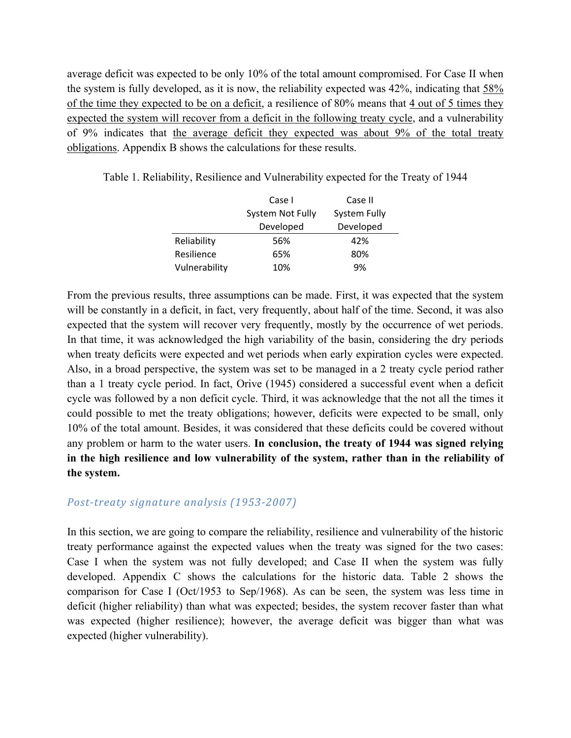average deficit was expected to be only 10% of the total amount compromised. For Case II when the system is fully developed, as it is now, the reliability expected was 42%, indicating that <u>58% of the time they expected to be on a deficit</u>, a resilience of 80% means that <u>4 out of 5 times they expected the system will recover from a deficit in the following treaty cycle</u>, and a vulnerability of 9% indicates that <u>the average deficit they expected was about 9% of the total treaty obligations</u>. Appendix B shows the calculations for these results.

Table 1. Reliability, Resilience and Vulnerability expected for the Treaty of 1944

| | Case I System Not Fully Developed | Case II System Fully Developed |
|---|---|---|
| Reliability | 56% | 42% |
| Resilience | 65% | 80% |
| Vulnerability | 10% | 9% |

From the previous results, three assumptions can be made. First, it was expected that the system will be constantly in a deficit, in fact, very frequently, about half of the time. Second, it was also expected that the system will recover very frequently, mostly by the occurrence of wet periods. In that time, it was acknowledged the high variability of the basin, considering the dry periods when treaty deficits were expected and wet periods when early expiration cycles were expected. Also, in a broad perspective, the system was set to be managed in a 2 treaty cycle period rather than a 1 treaty cycle period. In fact, Orive (1945) considered a successful event when a deficit cycle was followed by a non deficit cycle. Third, it was acknowledge that the not all the times it could possible to met the treaty obligations; however, deficits were expected to be small, only 10% of the total amount. Besides, it was considered that these deficits could be covered without any problem or harm to the water users. **In conclusion, the treaty of 1944 was signed relying in the high resilience and low vulnerability of the system, rather than in the reliability of the system.**

### *Post-treaty signature analysis (1953-2007)*

In this section, we are going to compare the reliability, resilience and vulnerability of the historic treaty performance against the expected values when the treaty was signed for the two cases: Case I when the system was not fully developed; and Case II when the system was fully developed. Appendix C shows the calculations for the historic data. Table 2 shows the comparison for Case I (Oct/1953 to Sep/1968). As can be seen, the system was less time in deficit (higher reliability) than what was expected; besides, the system recover faster than what was expected (higher resilience); however, the average deficit was bigger than what was expected (higher vulnerability).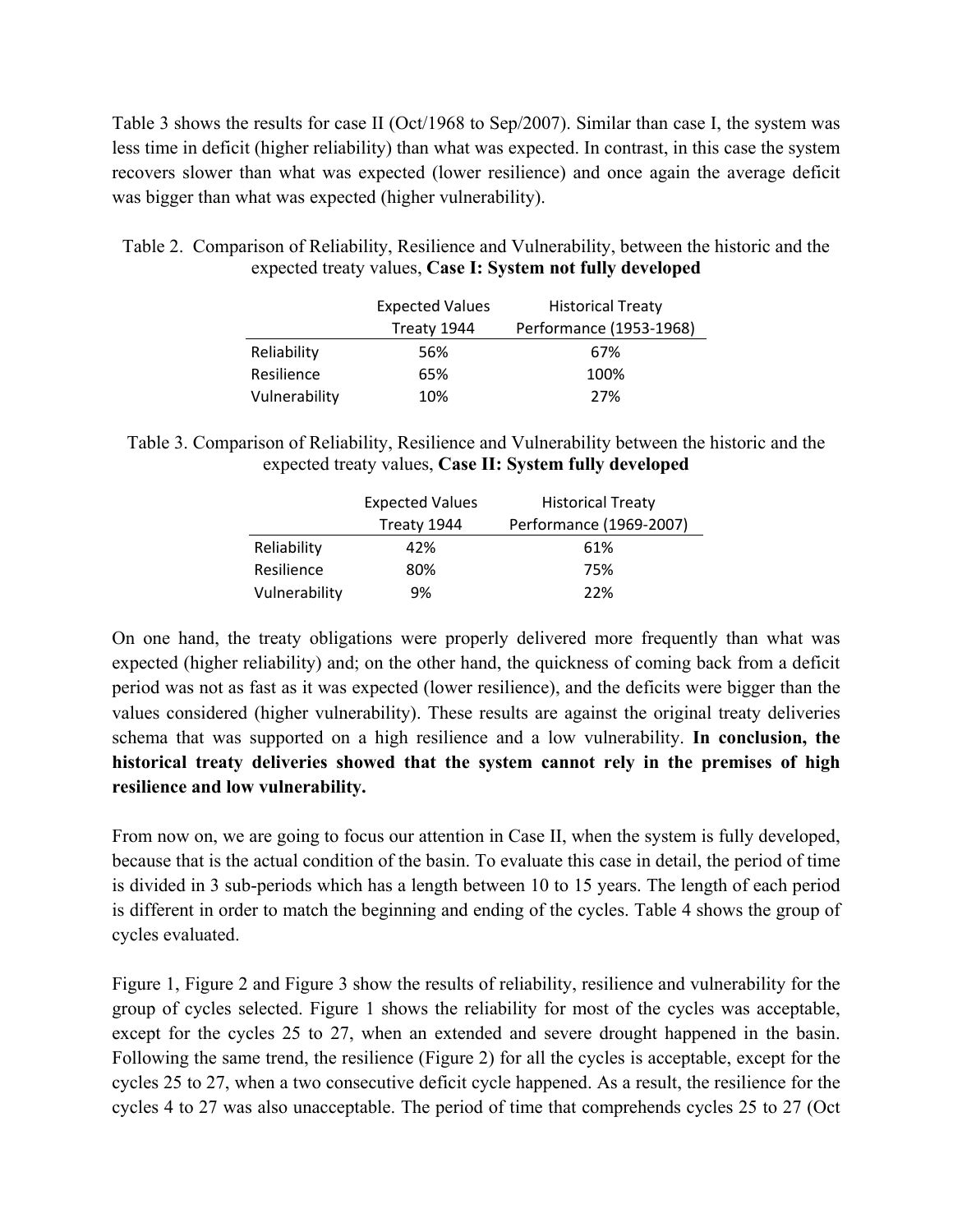Table 3 shows the results for case II (Oct/1968 to Sep/2007). Similar than case I, the system was less time in deficit (higher reliability) than what was expected. In contrast, in this case the system recovers slower than what was expected (lower resilience) and once again the average deficit was bigger than what was expected (higher vulnerability).

Table 2. Comparison of Reliability, Resilience and Vulnerability, between the historic and the expected treaty values, **Case I: System not fully developed**

| | Expected Values Treaty 1944 | Historical Treaty Performance (1953-1968) |
|---|---|---|
| Reliability | 56% | 67% |
| Resilience | 65% | 100% |
| Vulnerability | 10% | 27% |

Table 3. Comparison of Reliability, Resilience and Vulnerability between the historic and the expected treaty values, **Case II: System fully developed**

| | Expected Values Treaty 1944 | Historical Treaty Performance (1969-2007) |
|---|---|---|
| Reliability | 42% | 61% |
| Resilience | 80% | 75% |
| Vulnerability | 9% | 22% |

On one hand, the treaty obligations were properly delivered more frequently than what was expected (higher reliability) and; on the other hand, the quickness of coming back from a deficit period was not as fast as it was expected (lower resilience), and the deficits were bigger than the values considered (higher vulnerability). These results are against the original treaty deliveries schema that was supported on a high resilience and a low vulnerability. **In conclusion, the historical treaty deliveries showed that the system cannot rely in the premises of high resilience and low vulnerability.**

From now on, we are going to focus our attention in Case II, when the system is fully developed, because that is the actual condition of the basin. To evaluate this case in detail, the period of time is divided in 3 sub-periods which has a length between 10 to 15 years. The length of each period is different in order to match the beginning and ending of the cycles. Table 4 shows the group of cycles evaluated.

Figure 1, Figure 2 and Figure 3 show the results of reliability, resilience and vulnerability for the group of cycles selected. Figure 1 shows the reliability for most of the cycles was acceptable, except for the cycles 25 to 27, when an extended and severe drought happened in the basin. Following the same trend, the resilience (Figure 2) for all the cycles is acceptable, except for the cycles 25 to 27, when a two consecutive deficit cycle happened. As a result, the resilience for the cycles 4 to 27 was also unacceptable. The period of time that comprehends cycles 25 to 27 (Oct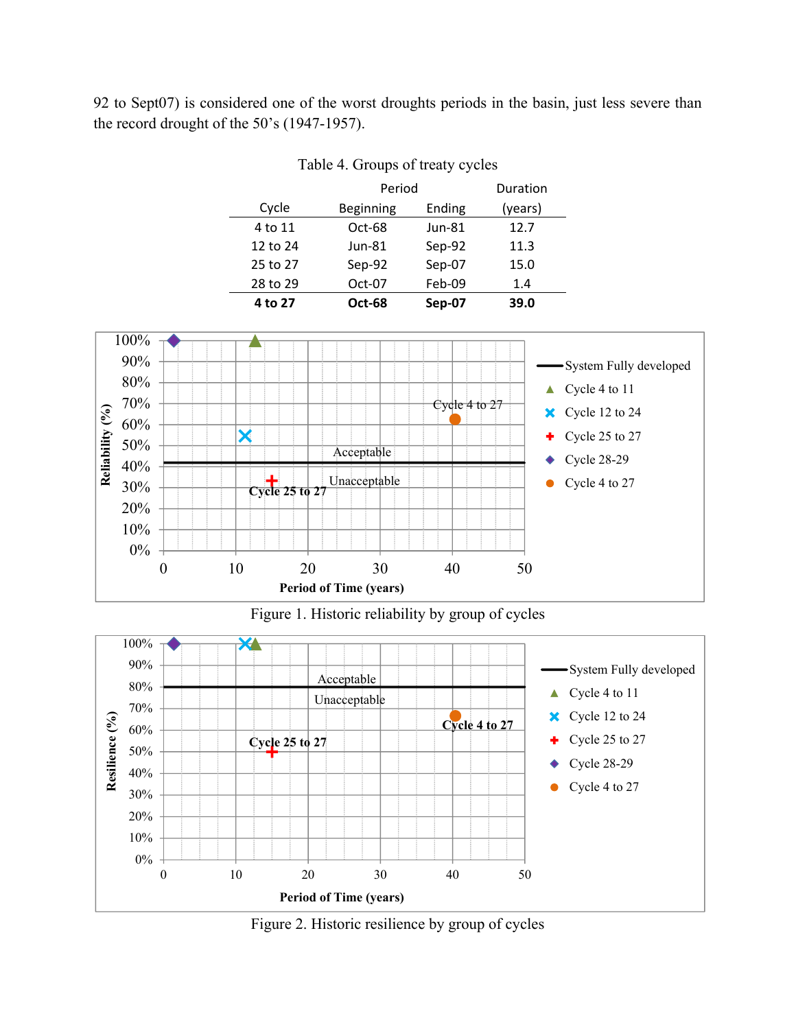92 to Sept07) is considered one of the worst droughts periods in the basin, just less severe than the record drought of the 50's (1947-1957).

Table 4. Groups of treaty cycles

| Cycle | Period Beginning | Period Ending | Duration (years) |
|---|---|---|---|
| 4 to 11 | Oct-68 | Jun-81 | 12.7 |
| 12 to 24 | Jun-81 | Sep-92 | 11.3 |
| 25 to 27 | Sep-92 | Sep-07 | 15.0 |
| 28 to 29 | Oct-07 | Feb-09 | 1.4 |
| **4 to 27** | **Oct-68** | **Sep-07** | **39.0** |

Figure 1. Historic reliability by group of cycles

Figure 2. Historic resilience by group of cycles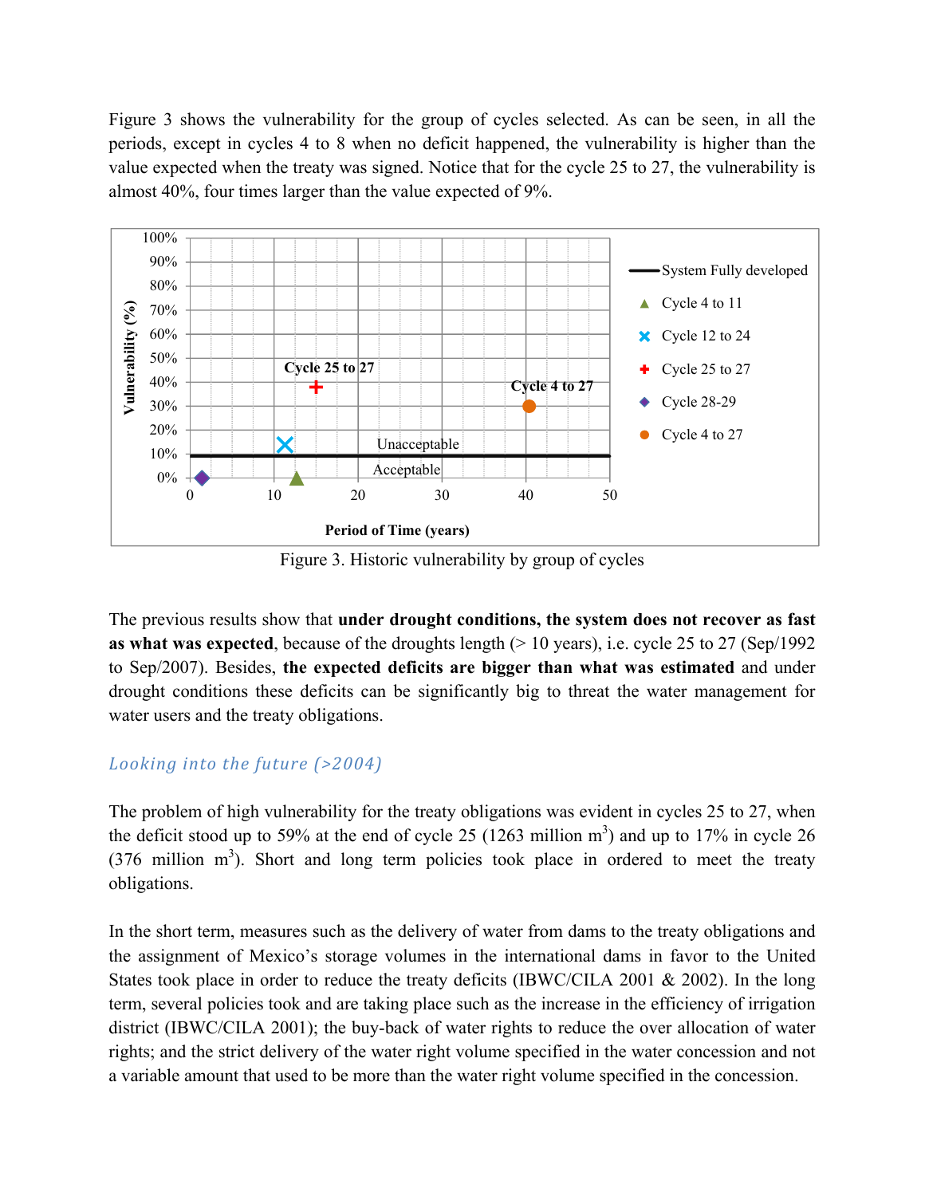Figure 3 shows the vulnerability for the group of cycles selected. As can be seen, in all the periods, except in cycles 4 to 8 when no deficit happened, the vulnerability is higher than the value expected when the treaty was signed. Notice that for the cycle 25 to 27, the vulnerability is almost 40%, four times larger than the value expected of 9%.

Figure 3. Historic vulnerability by group of cycles

The previous results show that **under drought conditions, the system does not recover as fast as what was expected**, because of the droughts length (> 10 years), i.e. cycle 25 to 27 (Sep/1992 to Sep/2007). Besides, **the expected deficits are bigger than what was estimated** and under drought conditions these deficits can be significantly big to threat the water management for water users and the treaty obligations.

### *Looking into the future (>2004)*

The problem of high vulnerability for the treaty obligations was evident in cycles 25 to 27, when the deficit stood up to 59% at the end of cycle 25 (1263 million $m^3$) and up to 17% in cycle 26 (376 million $m^3$). Short and long term policies took place in ordered to meet the treaty obligations.

In the short term, measures such as the delivery of water from dams to the treaty obligations and the assignment of Mexico's storage volumes in the international dams in favor to the United States took place in order to reduce the treaty deficits (IBWC/CILA 2001 & 2002). In the long term, several policies took and are taking place such as the increase in the efficiency of irrigation district (IBWC/CILA 2001); the buy-back of water rights to reduce the over allocation of water rights; and the strict delivery of the water right volume specified in the water concession and not a variable amount that used to be more than the water right volume specified in the concession.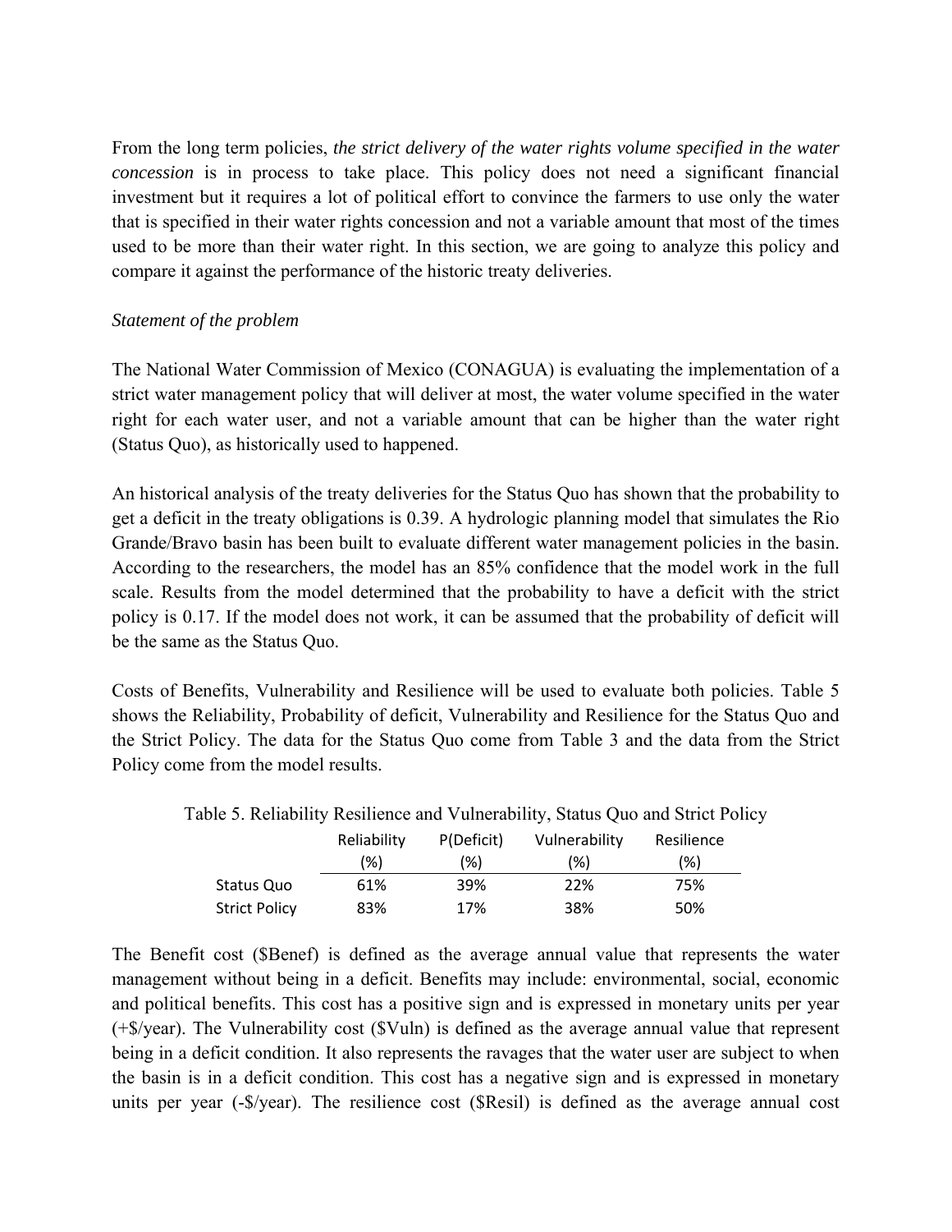From the long term policies, *the strict delivery of the water rights volume specified in the water concession* is in process to take place. This policy does not need a significant financial investment but it requires a lot of political effort to convince the farmers to use only the water that is specified in their water rights concession and not a variable amount that most of the times used to be more than their water right. In this section, we are going to analyze this policy and compare it against the performance of the historic treaty deliveries.

*Statement of the problem*

The National Water Commission of Mexico (CONAGUA) is evaluating the implementation of a strict water management policy that will deliver at most, the water volume specified in the water right for each water user, and not a variable amount that can be higher than the water right (Status Quo), as historically used to happened.

An historical analysis of the treaty deliveries for the Status Quo has shown that the probability to get a deficit in the treaty obligations is 0.39. A hydrologic planning model that simulates the Rio Grande/Bravo basin has been built to evaluate different water management policies in the basin. According to the researchers, the model has an 85% confidence that the model work in the full scale. Results from the model determined that the probability to have a deficit with the strict policy is 0.17. If the model does not work, it can be assumed that the probability of deficit will be the same as the Status Quo.

Costs of Benefits, Vulnerability and Resilience will be used to evaluate both policies. Table 5 shows the Reliability, Probability of deficit, Vulnerability and Resilience for the Status Quo and the Strict Policy. The data for the Status Quo come from Table 3 and the data from the Strict Policy come from the model results.

Table 5. Reliability Resilience and Vulnerability, Status Quo and Strict Policy

| | Reliability (%) | P(Deficit) (%) | Vulnerability (%) | Resilience (%) |
|---|---|---|---|---|
| Status Quo | 61% | 39% | 22% | 75% |
| Strict Policy | 83% | 17% | 38% | 50% |

The Benefit cost ($Benef) is defined as the average annual value that represents the water management without being in a deficit. Benefits may include: environmental, social, economic and political benefits. This cost has a positive sign and is expressed in monetary units per year (+$/year). The Vulnerability cost ($Vuln) is defined as the average annual value that represent being in a deficit condition. It also represents the ravages that the water user are subject to when the basin is in a deficit condition. This cost has a negative sign and is expressed in monetary units per year (-$/year). The resilience cost ($Resil) is defined as the average annual cost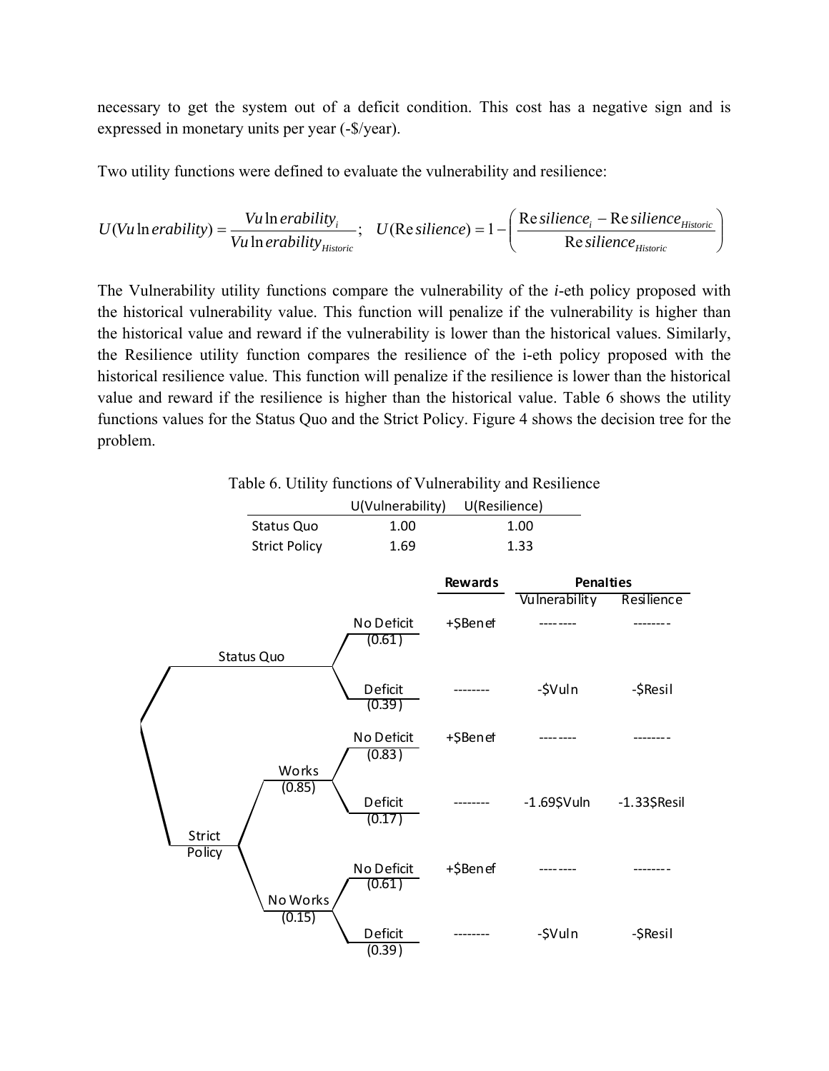necessary to get the system out of a deficit condition. This cost has a negative sign and is expressed in monetary units per year (-$/year).

Two utility functions were defined to evaluate the vulnerability and resilience:

$$U(Vulnerability) = \frac{Vulnerability_i}{Vulnerability_{Historic}}; \quad U(Resilience) = 1 - \left( \frac{Resilience_i - Resilience_{Historic}}{Resilience_{Historic}} \right)$$

The Vulnerability utility functions compare the vulnerability of the *i*-eth policy proposed with the historical vulnerability value. This function will penalize if the vulnerability is higher than the historical value and reward if the vulnerability is lower than the historical values. Similarly, the Resilience utility function compares the resilience of the i-eth policy proposed with the historical resilience value. This function will penalize if the resilience is lower than the historical value and reward if the resilience is higher than the historical value. Table 6 shows the utility functions values for the Status Quo and the Strict Policy. Figure 4 shows the decision tree for the problem.

Table 6. Utility functions of Vulnerability and Resilience

| | U(Vulnerability) | U(Resilience) |
|---|---|---|
| Status Quo | 1.00 | 1.00 |
| Strict Policy | 1.69 | 1.33 |

| Decision | Branch | Outcome | Rewards | Penalties: Vulnerability | Penalties: Resilience |
|---|---|---|---|---|---|
| Status Quo | | No Deficit (0.61) | +$Benef | -------- | -------- |
| | | Deficit (0.39) | -------- | -$Vuln | -$Resil |
| Strict Policy | Works (0.85) | No Deficit (0.83) | +$Benef | -------- | -------- |
| | | Deficit (0.17) | -------- | -1.69$Vuln | -1.33$Resil |
| | No Works (0.15) | No Deficit (0.61) | +$Benef | -------- | -------- |
| | | Deficit (0.39) | -------- | -$Vuln | -$Resil |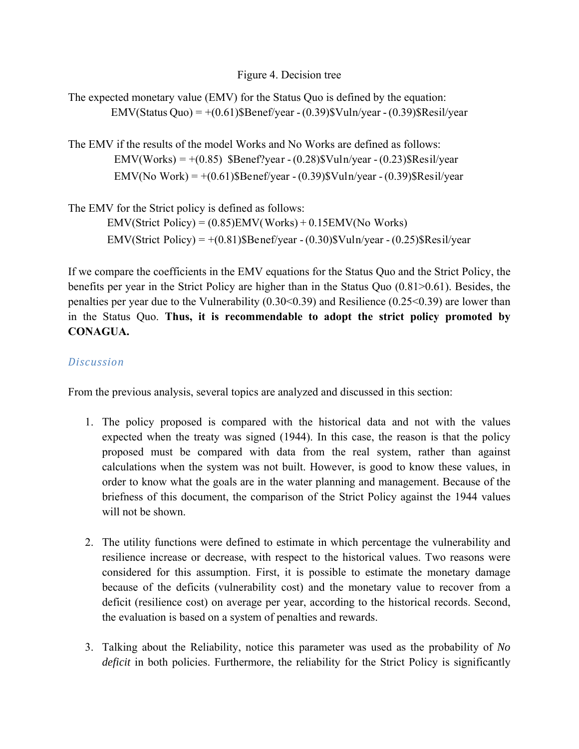Figure 4. Decision tree

The expected monetary value (EMV) for the Status Quo is defined by the equation:

$$\text{EMV(Status Quo)} = +(0.61)\$\text{Benef/year} - (0.39)\$\text{Vuln/year} - (0.39)\$\text{Resil/year}$$

The EMV if the results of the model Works and No Works are defined as follows:

$$\text{EMV(Works)} = +(0.85)\ \$\text{Benef?year} - (0.28)\$\text{Vuln/year} - (0.23)\$\text{Resil/year}$$

$$\text{EMV(No Work)} = +(0.61)\$\text{Benef/year} - (0.39)\$\text{Vuln/year} - (0.39)\$\text{Resil/year}$$

The EMV for the Strict policy is defined as follows:

$$\text{EMV(Strict Policy)} = (0.85)\text{EMV(Works)} + 0.15\text{EMV(No Works)}$$

$$\text{EMV(Strict Policy)} = +(0.81)\$\text{Benef/year} - (0.30)\$\text{Vuln/year} - (0.25)\$\text{Resil/year}$$

If we compare the coefficients in the EMV equations for the Status Quo and the Strict Policy, the benefits per year in the Strict Policy are higher than in the Status Quo ($0.81>0.61$). Besides, the penalties per year due to the Vulnerability ($0.30<0.39$) and Resilience ($0.25<0.39$) are lower than in the Status Quo. **Thus, it is recommendable to adopt the strict policy promoted by CONAGUA.**

## *Discussion*

From the previous analysis, several topics are analyzed and discussed in this section:

1. The policy proposed is compared with the historical data and not with the values expected when the treaty was signed (1944). In this case, the reason is that the policy proposed must be compared with data from the real system, rather than against calculations when the system was not built. However, is good to know these values, in order to know what the goals are in the water planning and management. Because of the briefness of this document, the comparison of the Strict Policy against the 1944 values will not be shown.

2. The utility functions were defined to estimate in which percentage the vulnerability and resilience increase or decrease, with respect to the historical values. Two reasons were considered for this assumption. First, it is possible to estimate the monetary damage because of the deficits (vulnerability cost) and the monetary value to recover from a deficit (resilience cost) on average per year, according to the historical records. Second, the evaluation is based on a system of penalties and rewards.

3. Talking about the Reliability, notice this parameter was used as the probability of *No deficit* in both policies. Furthermore, the reliability for the Strict Policy is significantly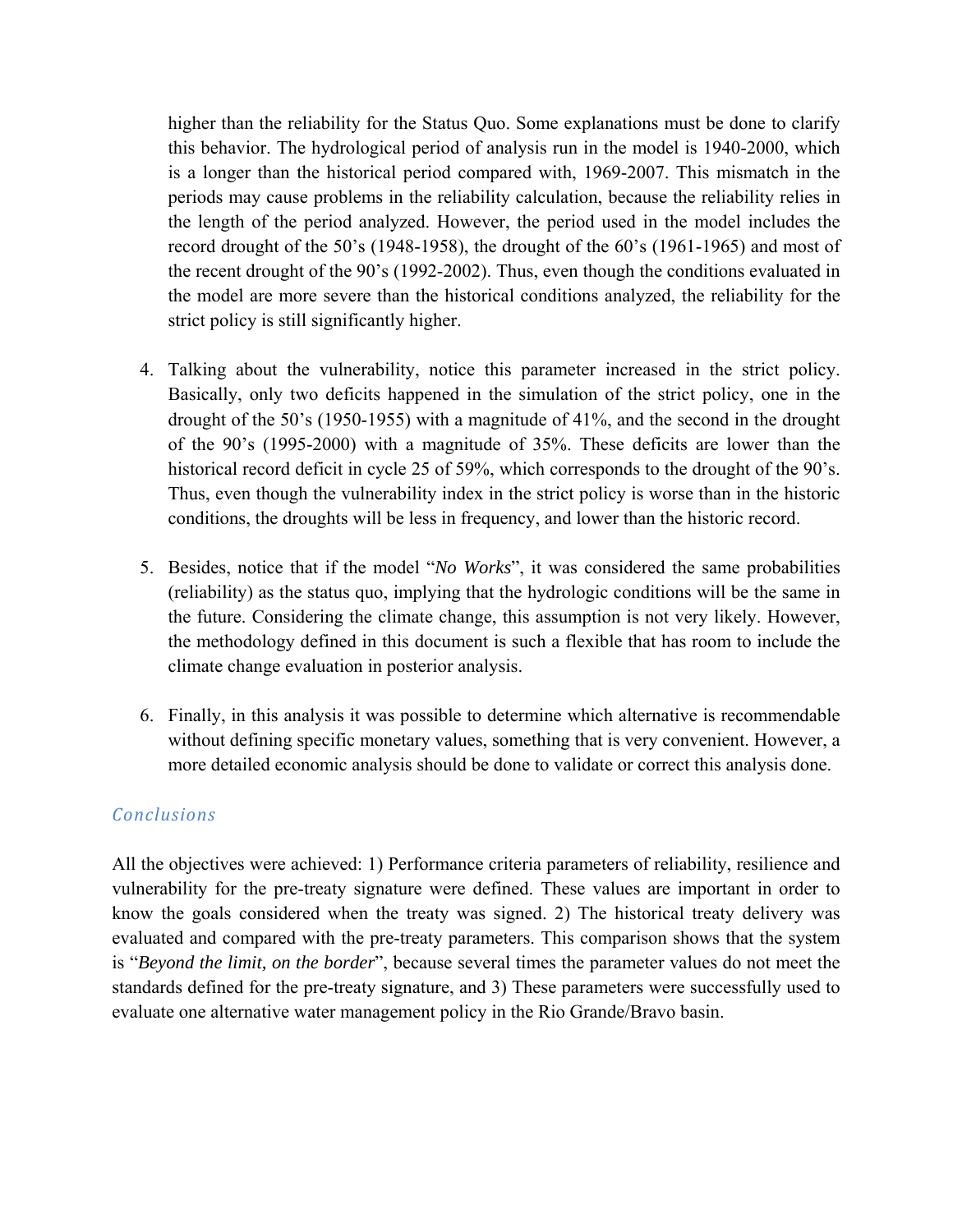higher than the reliability for the Status Quo. Some explanations must be done to clarify this behavior. The hydrological period of analysis run in the model is 1940-2000, which is a longer than the historical period compared with, 1969-2007. This mismatch in the periods may cause problems in the reliability calculation, because the reliability relies in the length of the period analyzed. However, the period used in the model includes the record drought of the 50's (1948-1958), the drought of the 60's (1961-1965) and most of the recent drought of the 90's (1992-2002). Thus, even though the conditions evaluated in the model are more severe than the historical conditions analyzed, the reliability for the strict policy is still significantly higher.

4. Talking about the vulnerability, notice this parameter increased in the strict policy. Basically, only two deficits happened in the simulation of the strict policy, one in the drought of the 50's (1950-1955) with a magnitude of 41%, and the second in the drought of the 90's (1995-2000) with a magnitude of 35%. These deficits are lower than the historical record deficit in cycle 25 of 59%, which corresponds to the drought of the 90's. Thus, even though the vulnerability index in the strict policy is worse than in the historic conditions, the droughts will be less in frequency, and lower than the historic record.

5. Besides, notice that if the model "*No Works*", it was considered the same probabilities (reliability) as the status quo, implying that the hydrologic conditions will be the same in the future. Considering the climate change, this assumption is not very likely. However, the methodology defined in this document is such a flexible that has room to include the climate change evaluation in posterior analysis.

6. Finally, in this analysis it was possible to determine which alternative is recommendable without defining specific monetary values, something that is very convenient. However, a more detailed economic analysis should be done to validate or correct this analysis done.

## *Conclusions*

All the objectives were achieved: 1) Performance criteria parameters of reliability, resilience and vulnerability for the pre-treaty signature were defined. These values are important in order to know the goals considered when the treaty was signed. 2) The historical treaty delivery was evaluated and compared with the pre-treaty parameters. This comparison shows that the system is "*Beyond the limit, on the border*", because several times the parameter values do not meet the standards defined for the pre-treaty signature, and 3) These parameters were successfully used to evaluate one alternative water management policy in the Rio Grande/Bravo basin.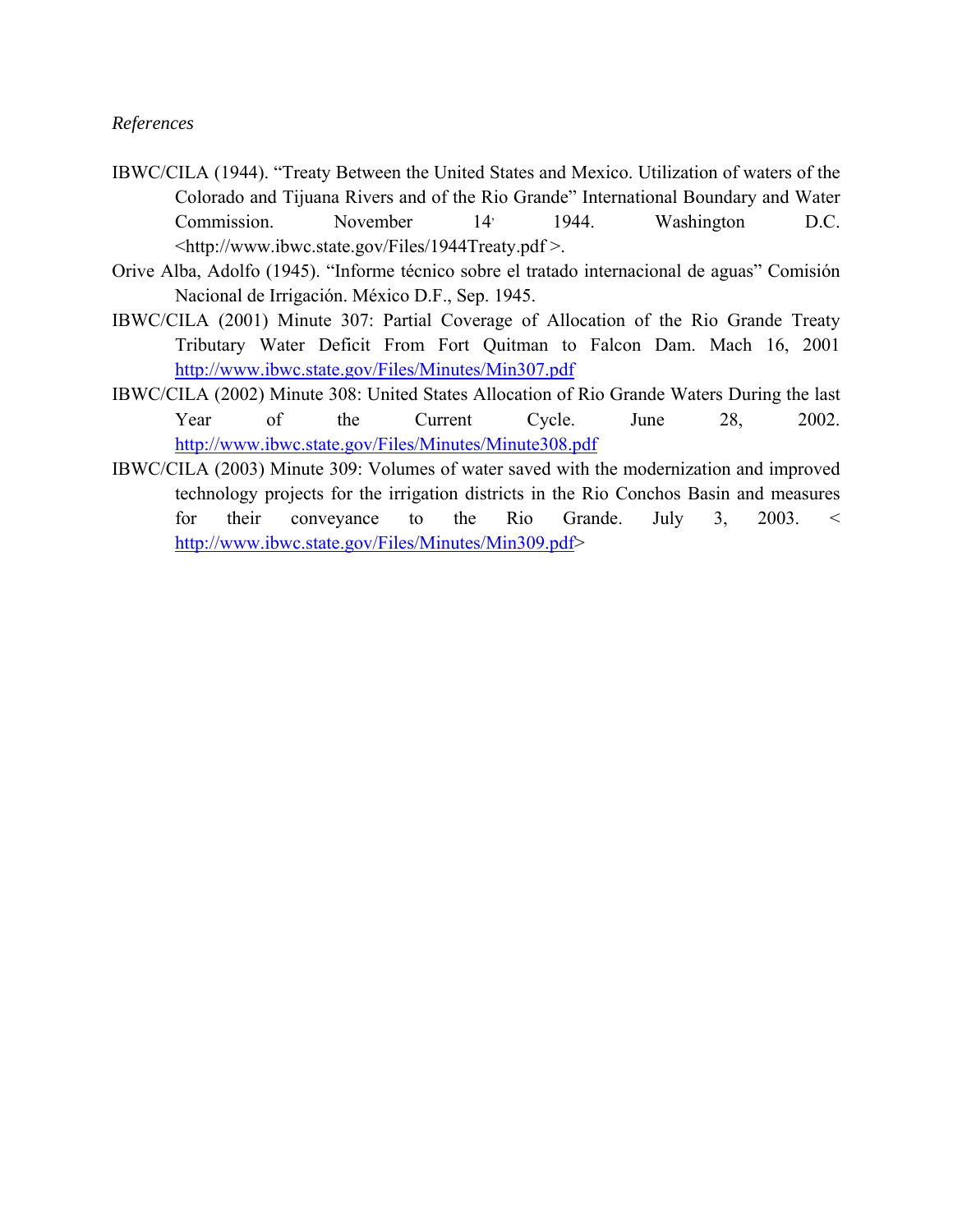*References*

IBWC/CILA (1944). “Treaty Between the United States and Mexico. Utilization of waters of the Colorado and Tijuana Rivers and of the Rio Grande” International Boundary and Water Commission. November 14, 1944. Washington D.C. <http://www.ibwc.state.gov/Files/1944Treaty.pdf >.

Orive Alba, Adolfo (1945). “Informe técnico sobre el tratado internacional de aguas” Comisión Nacional de Irrigación. México D.F., Sep. 1945.

IBWC/CILA (2001) Minute 307: Partial Coverage of Allocation of the Rio Grande Treaty Tributary Water Deficit From Fort Quitman to Falcon Dam. Mach 16, 2001 http://www.ibwc.state.gov/Files/Minutes/Min307.pdf

IBWC/CILA (2002) Minute 308: United States Allocation of Rio Grande Waters During the last Year of the Current Cycle. June 28, 2002. http://www.ibwc.state.gov/Files/Minutes/Minute308.pdf

IBWC/CILA (2003) Minute 309: Volumes of water saved with the modernization and improved technology projects for the irrigation districts in the Rio Conchos Basin and measures for their conveyance to the Rio Grande. July 3, 2003. < http://www.ibwc.state.gov/Files/Minutes/Min309.pdf>